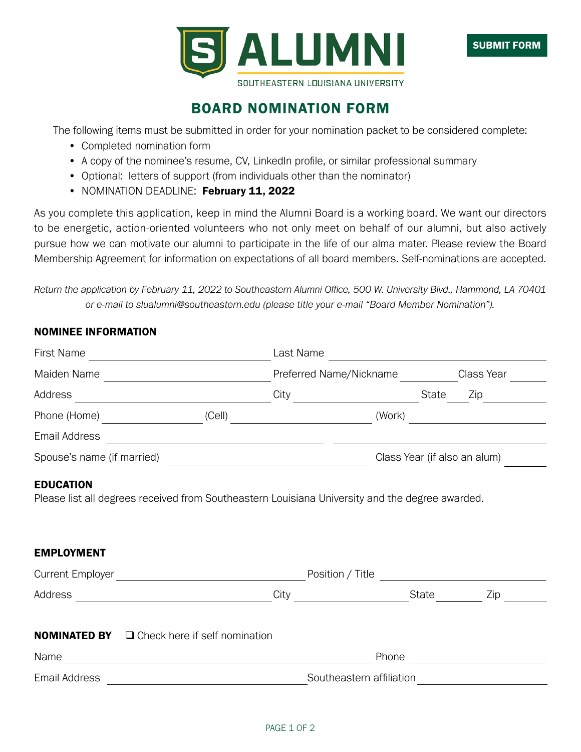SUBMIT FORM

ALUMNI

SOUTHEASTERN LOUISIANA UNIVERSITY

# BOARD NOMINATION FORM

The following items must be submitted in order for your nomination packet to be considered complete:

- Completed nomination form
- A copy of the nominee's resume, CV, LinkedIn profile, or similar professional summary
- Optional: letters of support (from individuals other than the nominator)
- NOMINATION DEADLINE: **February 11, 2022**

As you complete this application, keep in mind the Alumni Board is a working board. We want our directors to be energetic, action-oriented volunteers who not only meet on behalf of our alumni, but also actively pursue how we can motivate our alumni to participate in the life of our alma mater. Please review the Board Membership Agreement for information on expectations of all board members. Self-nominations are accepted.

*Return the application by February 11, 2022 to Southeastern Alumni Office, 500 W. University Blvd., Hammond, LA 70401 or e-mail to slualumni@southeastern.edu (please title your e-mail "Board Member Nomination").*

## NOMINEE INFORMATION

First Name ______________________ Last Name ______________________

Maiden Name ______________________ Preferred Name/Nickname __________ Class Year ______

Address ______________________ City ______________ State ____ Zip ________

Phone (Home) ____________ (Cell) ______________ (Work) ______________

Email Address ______________________ ______________________

Spouse's name (if married) ______________________ Class Year (if also an alum) ______

## EDUCATION

Please list all degrees received from Southeastern Louisiana University and the degree awarded.

## EMPLOYMENT

Current Employer ______________________ Position / Title ______________________

Address ______________________ City ______________ State ________ Zip ________

## NOMINATED BY

❑ Check here if self nomination

Name ______________________ Phone ______________________

Email Address ______________________ Southeastern affiliation ______________________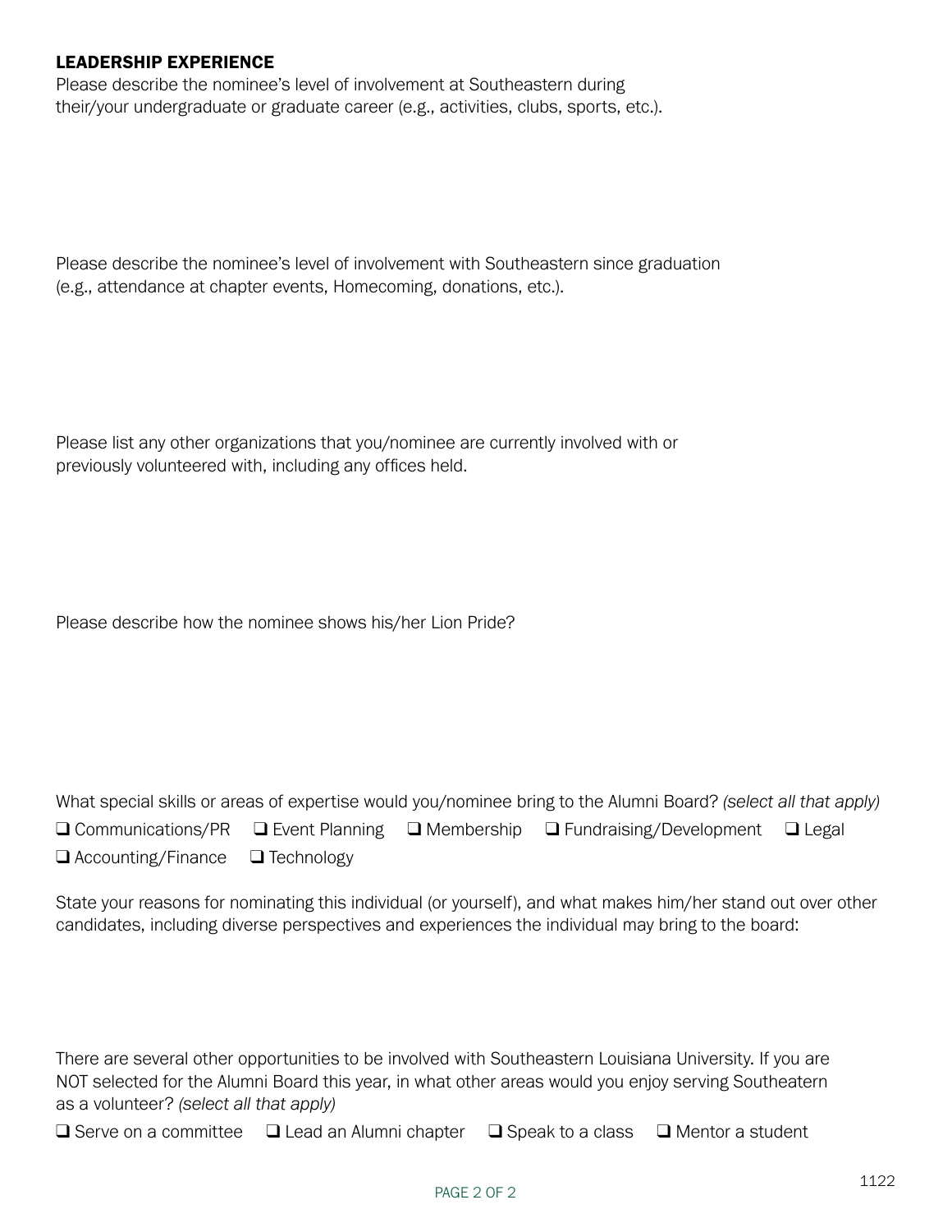## LEADERSHIP EXPERIENCE

Please describe the nominee's level of involvement at Southeastern during their/your undergraduate or graduate career (e.g., activities, clubs, sports, etc.).

Please describe the nominee's level of involvement with Southeastern since graduation (e.g., attendance at chapter events, Homecoming, donations, etc.).

Please list any other organizations that you/nominee are currently involved with or previously volunteered with, including any offices held.

Please describe how the nominee shows his/her Lion Pride?

What special skills or areas of expertise would you/nominee bring to the Alumni Board? *(select all that apply)*

❑ Communications/PR ❑ Event Planning ❑ Membership ❑ Fundraising/Development ❑ Legal
❑ Accounting/Finance ❑ Technology

State your reasons for nominating this individual (or yourself), and what makes him/her stand out over other candidates, including diverse perspectives and experiences the individual may bring to the board:

There are several other opportunities to be involved with Southeastern Louisiana University. If you are NOT selected for the Alumni Board this year, in what other areas would you enjoy serving Southeatern as a volunteer? *(select all that apply)*

❑ Serve on a committee ❑ Lead an Alumni chapter ❑ Speak to a class ❑ Mentor a student

1122